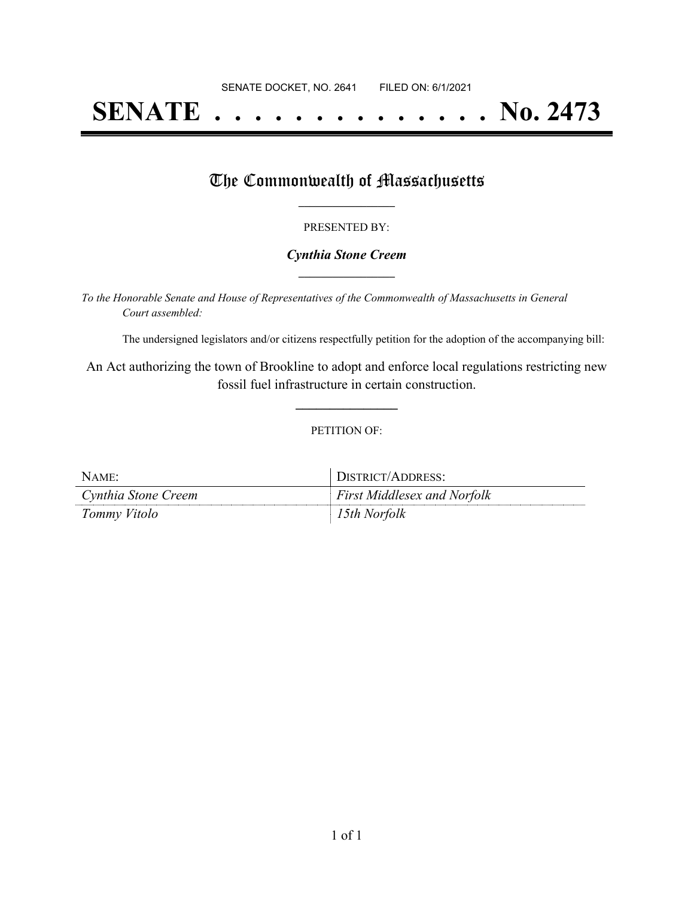SENATE DOCKET, NO. 2641        FILED ON: 6/1/2021

# SENATE . . . . . . . . . . . . . . No. 2473

## The Commonwealth of Massachusetts

PRESENTED BY:

***Cynthia Stone Creem***

*To the Honorable Senate and House of Representatives of the Commonwealth of Massachusetts in General Court assembled:*

The undersigned legislators and/or citizens respectfully petition for the adoption of the accompanying bill:

An Act authorizing the town of Brookline to adopt and enforce local regulations restricting new fossil fuel infrastructure in certain construction.

PETITION OF:

| NAME: | DISTRICT/ADDRESS: |
| --- | --- |
| *Cynthia Stone Creem* | *First Middlesex and Norfolk* |
| *Tommy Vitolo* | *15th Norfolk* |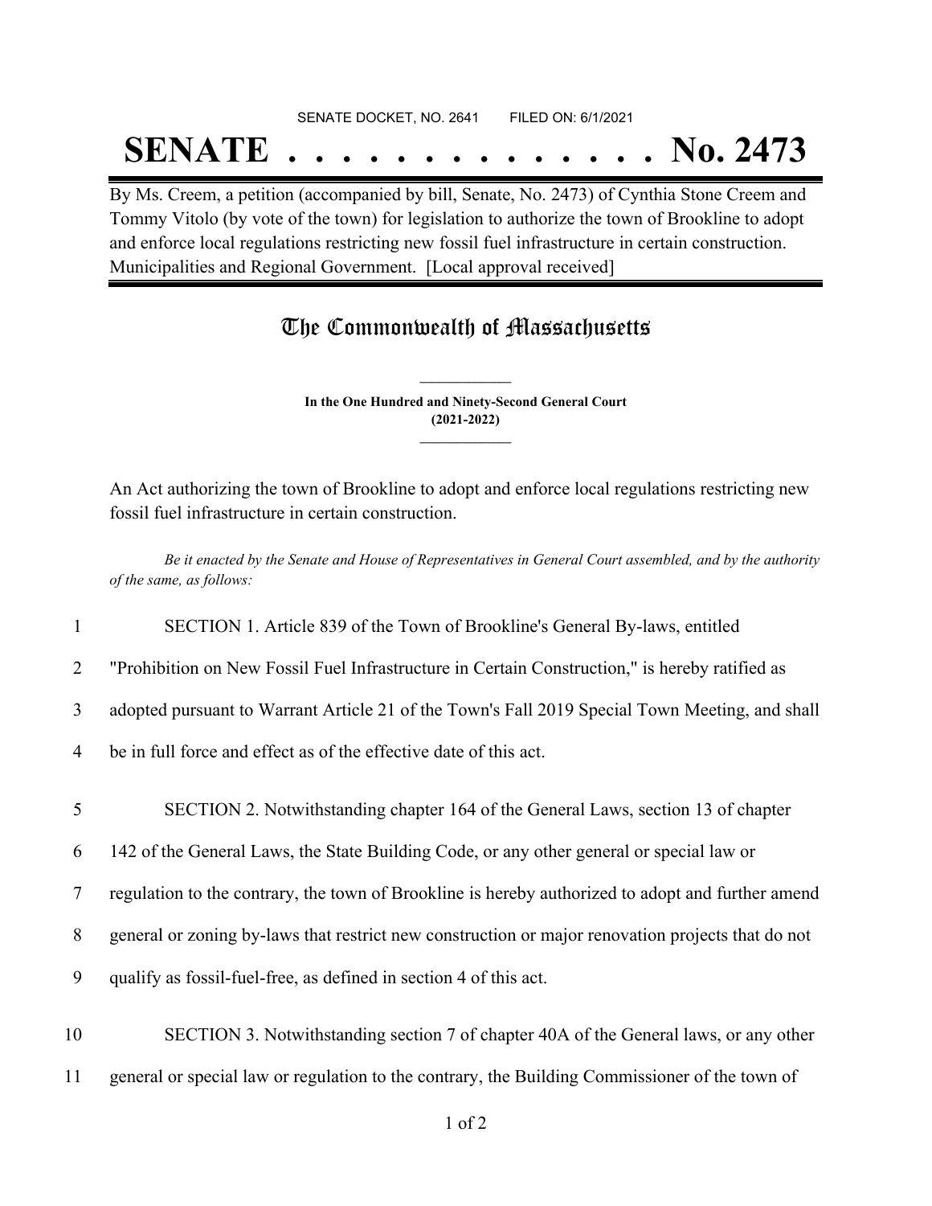SENATE DOCKET, NO. 2641        FILED ON: 6/1/2021

# SENATE . . . . . . . . . . . . . . No. 2473

By Ms. Creem, a petition (accompanied by bill, Senate, No. 2473) of Cynthia Stone Creem and Tommy Vitolo (by vote of the town) for legislation to authorize the town of Brookline to adopt and enforce local regulations restricting new fossil fuel infrastructure in certain construction. Municipalities and Regional Government. [Local approval received]

## The Commonwealth of Massachusetts

**In the One Hundred and Ninety-Second General Court**
**(2021-2022)**

An Act authorizing the town of Brookline to adopt and enforce local regulations restricting new fossil fuel infrastructure in certain construction.

*Be it enacted by the Senate and House of Representatives in General Court assembled, and by the authority of the same, as follows:*

1 SECTION 1. Article 839 of the Town of Brookline's General By-laws, entitled
2 "Prohibition on New Fossil Fuel Infrastructure in Certain Construction," is hereby ratified as
3 adopted pursuant to Warrant Article 21 of the Town's Fall 2019 Special Town Meeting, and shall
4 be in full force and effect as of the effective date of this act.

5 SECTION 2. Notwithstanding chapter 164 of the General Laws, section 13 of chapter
6 142 of the General Laws, the State Building Code, or any other general or special law or
7 regulation to the contrary, the town of Brookline is hereby authorized to adopt and further amend
8 general or zoning by-laws that restrict new construction or major renovation projects that do not
9 qualify as fossil-fuel-free, as defined in section 4 of this act.

10 SECTION 3. Notwithstanding section 7 of chapter 40A of the General laws, or any other
11 general or special law or regulation to the contrary, the Building Commissioner of the town of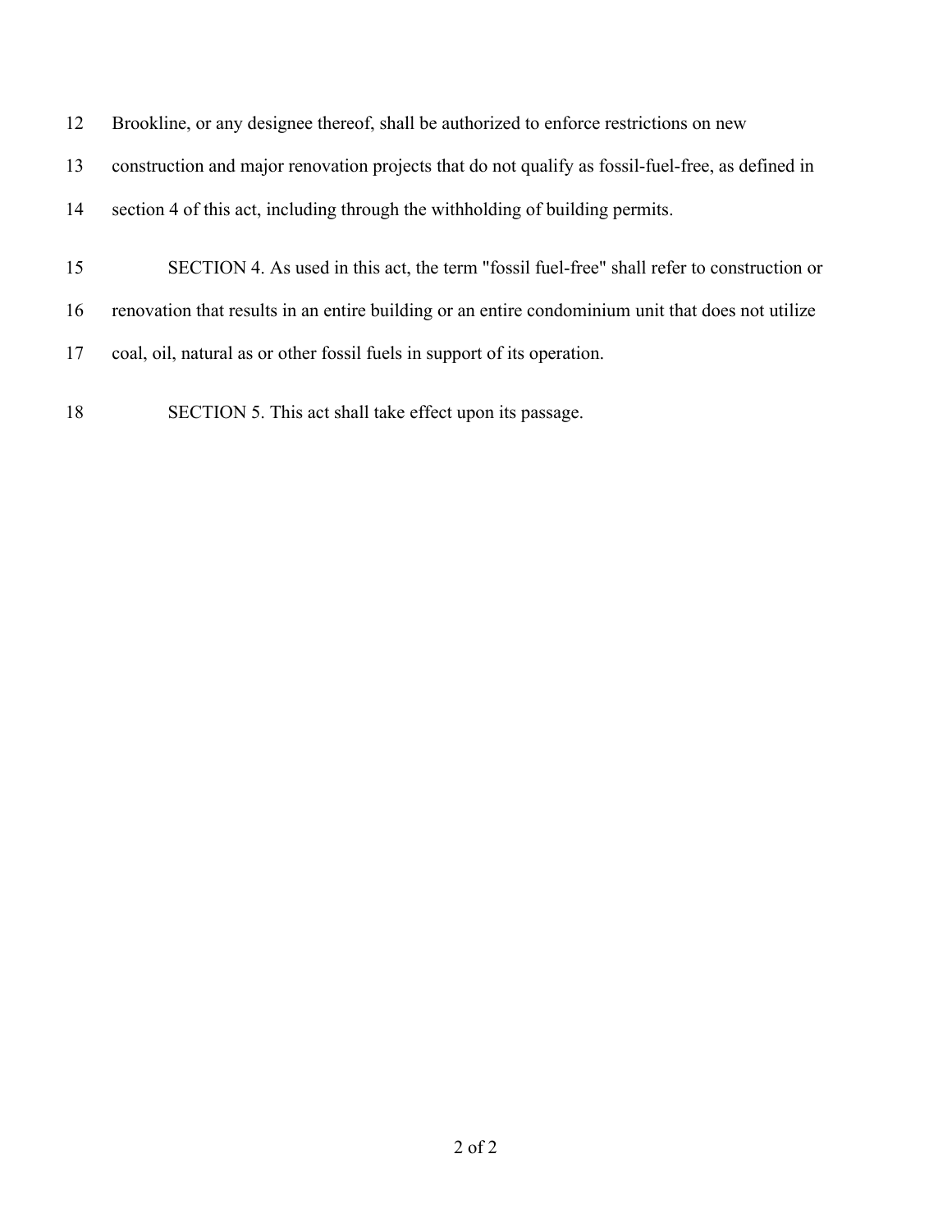Brookline, or any designee thereof, shall be authorized to enforce restrictions on new construction and major renovation projects that do not qualify as fossil-fuel-free, as defined in section 4 of this act, including through the withholding of building permits.

SECTION 4. As used in this act, the term "fossil fuel-free" shall refer to construction or renovation that results in an entire building or an entire condominium unit that does not utilize coal, oil, natural as or other fossil fuels in support of its operation.

SECTION 5. This act shall take effect upon its passage.